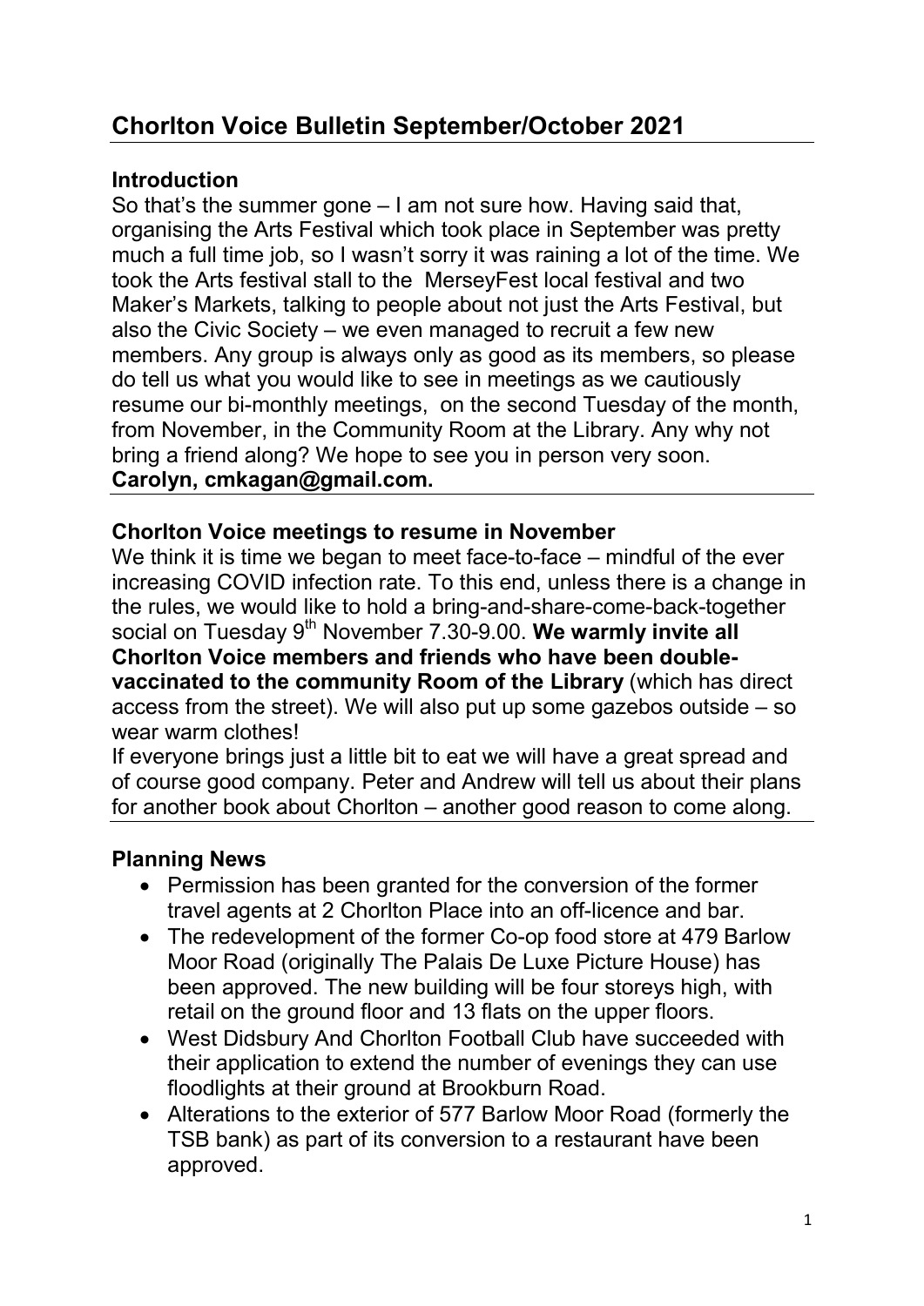# Chorlton Voice Bulletin September/October 2021

## Introduction

So that's the summer gone – I am not sure how. Having said that, organising the Arts Festival which took place in September was pretty much a full time job, so I wasn't sorry it was raining a lot of the time. We took the Arts festival stall to the MerseyFest local festival and two Maker's Markets, talking to people about not just the Arts Festival, but also the Civic Society – we even managed to recruit a few new members. Any group is always only as good as its members, so please do tell us what you would like to see in meetings as we cautiously resume our bi-monthly meetings, on the second Tuesday of the month, from November, in the Community Room at the Library. Any why not bring a friend along? We hope to see you in person very soon.

**Carolyn, cmkagan@gmail.com.**

## Chorlton Voice meetings to resume in November

We think it is time we began to meet face-to-face – mindful of the ever increasing COVID infection rate. To this end, unless there is a change in the rules, we would like to hold a bring-and-share-come-back-together social on Tuesday 9th November 7.30-9.00. **We warmly invite all Chorlton Voice members and friends who have been double-vaccinated to the community Room of the Library** (which has direct access from the street). We will also put up some gazebos outside – so wear warm clothes!

If everyone brings just a little bit to eat we will have a great spread and of course good company. Peter and Andrew will tell us about their plans for another book about Chorlton – another good reason to come along.

## Planning News

- Permission has been granted for the conversion of the former travel agents at 2 Chorlton Place into an off-licence and bar.
- The redevelopment of the former Co-op food store at 479 Barlow Moor Road (originally The Palais De Luxe Picture House) has been approved. The new building will be four storeys high, with retail on the ground floor and 13 flats on the upper floors.
- West Didsbury And Chorlton Football Club have succeeded with their application to extend the number of evenings they can use floodlights at their ground at Brookburn Road.
- Alterations to the exterior of 577 Barlow Moor Road (formerly the TSB bank) as part of its conversion to a restaurant have been approved.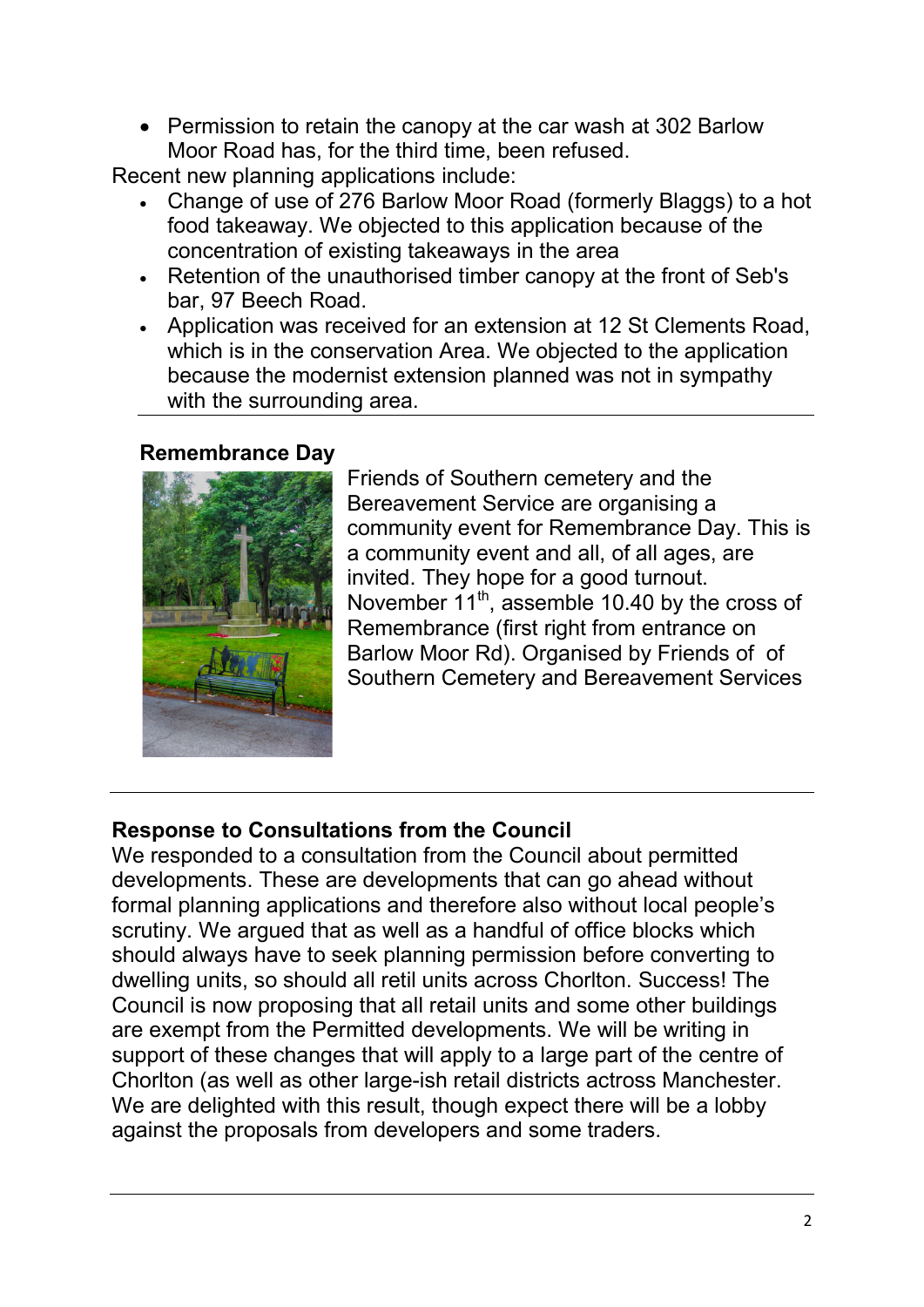- Permission to retain the canopy at the car wash at 302 Barlow Moor Road has, for the third time, been refused.

Recent new planning applications include:

- Change of use of 276 Barlow Moor Road (formerly Blaggs) to a hot food takeaway. We objected to this application because of the concentration of existing takeaways in the area
- Retention of the unauthorised timber canopy at the front of Seb's bar, 97 Beech Road.
- Application was received for an extension at 12 St Clements Road, which is in the conservation Area. We objected to the application because the modernist extension planned was not in sympathy with the surrounding area.

---

**Remembrance Day**

Friends of Southern cemetery and the Bereavement Service are organising a community event for Remembrance Day. This is a community event and all, of all ages, are invited. They hope for a good turnout. November 11th, assemble 10.40 by the cross of Remembrance (first right from entrance on Barlow Moor Rd). Organised by Friends of  of Southern Cemetery and Bereavement Services

---

**Response to Consultations from the Council**

We responded to a consultation from the Council about permitted developments. These are developments that can go ahead without formal planning applications and therefore also without local people's scrutiny. We argued that as well as a handful of office blocks which should always have to seek planning permission before converting to dwelling units, so should all retil units across Chorlton. Success! The Council is now proposing that all retail units and some other buildings are exempt from the Permitted developments. We will be writing in support of these changes that will apply to a large part of the centre of Chorlton (as well as other large-ish retail districts actross Manchester. We are delighted with this result, though expect there will be a lobby against the proposals from developers and some traders.

---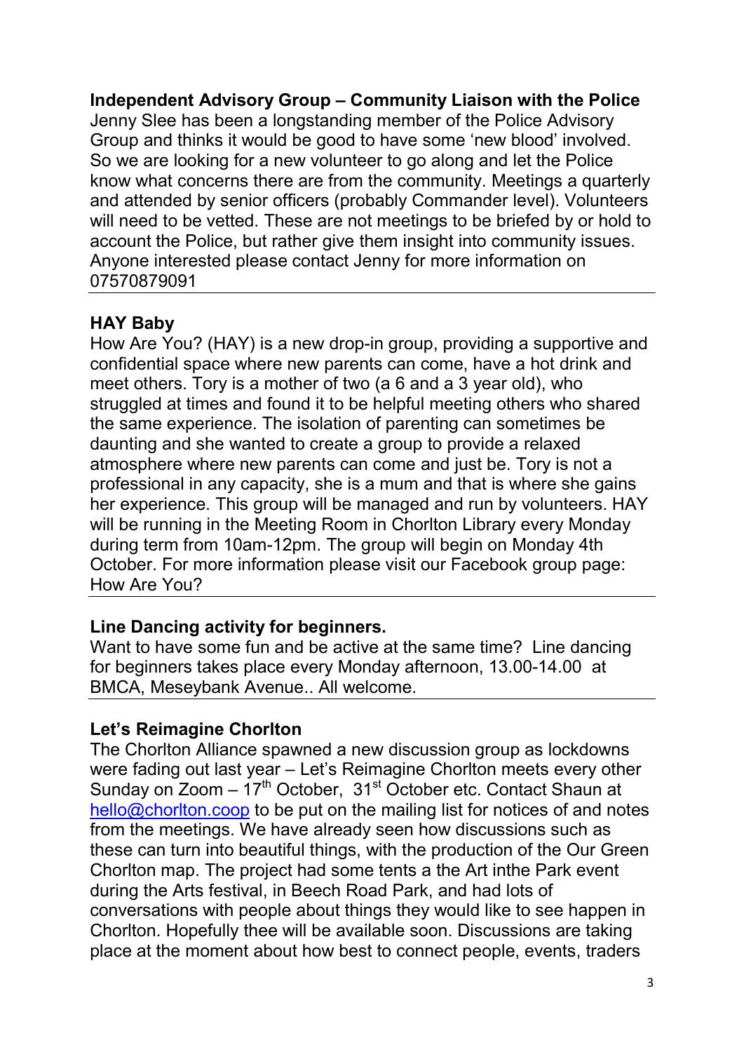**Independent Advisory Group – Community Liaison with the Police**

Jenny Slee has been a longstanding member of the Police Advisory Group and thinks it would be good to have some 'new blood' involved. So we are looking for a new volunteer to go along and let the Police know what concerns there are from the community. Meetings a quarterly and attended by senior officers (probably Commander level). Volunteers will need to be vetted. These are not meetings to be briefed by or hold to account the Police, but rather give them insight into community issues. Anyone interested please contact Jenny for more information on 07570879091

---

**HAY Baby**

How Are You? (HAY) is a new drop-in group, providing a supportive and confidential space where new parents can come, have a hot drink and meet others. Tory is a mother of two (a 6 and a 3 year old), who struggled at times and found it to be helpful meeting others who shared the same experience. The isolation of parenting can sometimes be daunting and she wanted to create a group to provide a relaxed atmosphere where new parents can come and just be. Tory is not a professional in any capacity, she is a mum and that is where she gains her experience. This group will be managed and run by volunteers. HAY will be running in the Meeting Room in Chorlton Library every Monday during term from 10am-12pm. The group will begin on Monday 4th October. For more information please visit our Facebook group page: How Are You?

---

**Line Dancing activity for beginners.**

Want to have some fun and be active at the same time? Line dancing for beginners takes place every Monday afternoon, 13.00-14.00 at BMCA, Meseybank Avenue.. All welcome.

---

**Let's Reimagine Chorlton**

The Chorlton Alliance spawned a new discussion group as lockdowns were fading out last year – Let's Reimagine Chorlton meets every other Sunday on Zoom – 17th October, 31st October etc. Contact Shaun at hello@chorlton.coop to be put on the mailing list for notices of and notes from the meetings. We have already seen how discussions such as these can turn into beautiful things, with the production of the Our Green Chorlton map. The project had some tents a the Art inthe Park event during the Arts festival, in Beech Road Park, and had lots of conversations with people about things they would like to see happen in Chorlton. Hopefully thee will be available soon. Discussions are taking place at the moment about how best to connect people, events, traders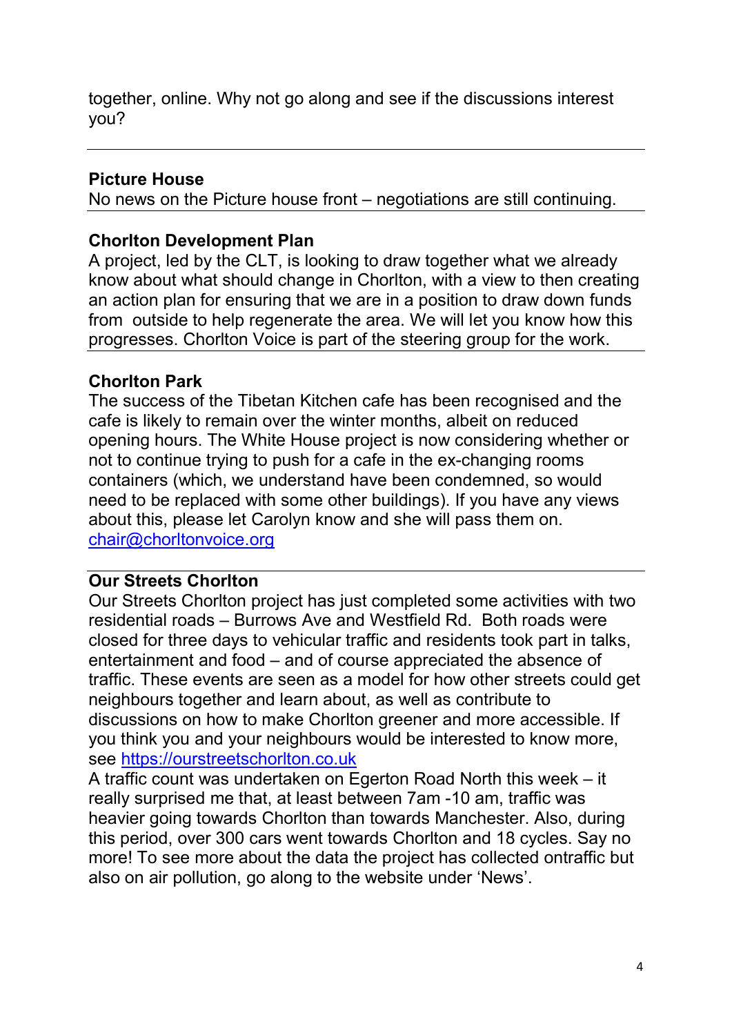together, online. Why not go along and see if the discussions interest you?

---

**Picture House**

No news on the Picture house front – negotiations are still continuing.

---

**Chorlton Development Plan**

A project, led by the CLT, is looking to draw together what we already know about what should change in Chorlton, with a view to then creating an action plan for ensuring that we are in a position to draw down funds from outside to help regenerate the area. We will let you know how this progresses. Chorlton Voice is part of the steering group for the work.

---

**Chorlton Park**

The success of the Tibetan Kitchen cafe has been recognised and the cafe is likely to remain over the winter months, albeit on reduced opening hours. The White House project is now considering whether or not to continue trying to push for a cafe in the ex-changing rooms containers (which, we understand have been condemned, so would need to be replaced with some other buildings). If you have any views about this, please let Carolyn know and she will pass them on. [chair@chorltonvoice.org](mailto:chair@chorltonvoice.org)

---

**Our Streets Chorlton**

Our Streets Chorlton project has just completed some activities with two residential roads – Burrows Ave and Westfield Rd. Both roads were closed for three days to vehicular traffic and residents took part in talks, entertainment and food – and of course appreciated the absence of traffic. These events are seen as a model for how other streets could get neighbours together and learn about, as well as contribute to discussions on how to make Chorlton greener and more accessible. If you think you and your neighbours would be interested to know more, see [https://ourstreetschorlton.co.uk](https://ourstreetschorlton.co.uk)

A traffic count was undertaken on Egerton Road North this week – it really surprised me that, at least between 7am -10 am, traffic was heavier going towards Chorlton than towards Manchester. Also, during this period, over 300 cars went towards Chorlton and 18 cycles. Say no more! To see more about the data the project has collected ontraffic but also on air pollution, go along to the website under 'News'.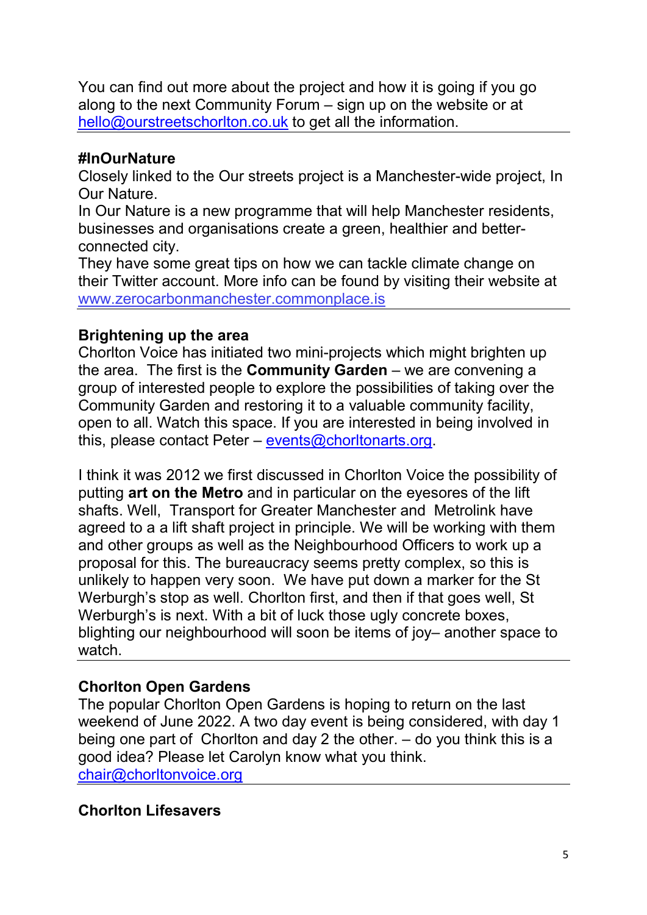You can find out more about the project and how it is going if you go along to the next Community Forum – sign up on the website or at hello@ourstreetschorlton.co.uk to get all the information.

---

**#InOurNature**

Closely linked to the Our streets project is a Manchester-wide project, In Our Nature.

In Our Nature is a new programme that will help Manchester residents, businesses and organisations create a green, healthier and better-connected city.

They have some great tips on how we can tackle climate change on their Twitter account. More info can be found by visiting their website at www.zerocarbonmanchester.commonplace.is

---

**Brightening up the area**

Chorlton Voice has initiated two mini-projects which might brighten up the area. The first is the **Community Garden** – we are convening a group of interested people to explore the possibilities of taking over the Community Garden and restoring it to a valuable community facility, open to all. Watch this space. If you are interested in being involved in this, please contact Peter – events@chorltonarts.org.

I think it was 2012 we first discussed in Chorlton Voice the possibility of putting **art on the Metro** and in particular on the eyesores of the lift shafts. Well, Transport for Greater Manchester and Metrolink have agreed to a a lift shaft project in principle. We will be working with them and other groups as well as the Neighbourhood Officers to work up a proposal for this. The bureaucracy seems pretty complex, so this is unlikely to happen very soon. We have put down a marker for the St Werburgh's stop as well. Chorlton first, and then if that goes well, St Werburgh's is next. With a bit of luck those ugly concrete boxes, blighting our neighbourhood will soon be items of joy– another space to watch.

---

**Chorlton Open Gardens**

The popular Chorlton Open Gardens is hoping to return on the last weekend of June 2022. A two day event is being considered, with day 1 being one part of Chorlton and day 2 the other. – do you think this is a good idea? Please let Carolyn know what you think.
chair@chorltonvoice.org

---

**Chorlton Lifesavers**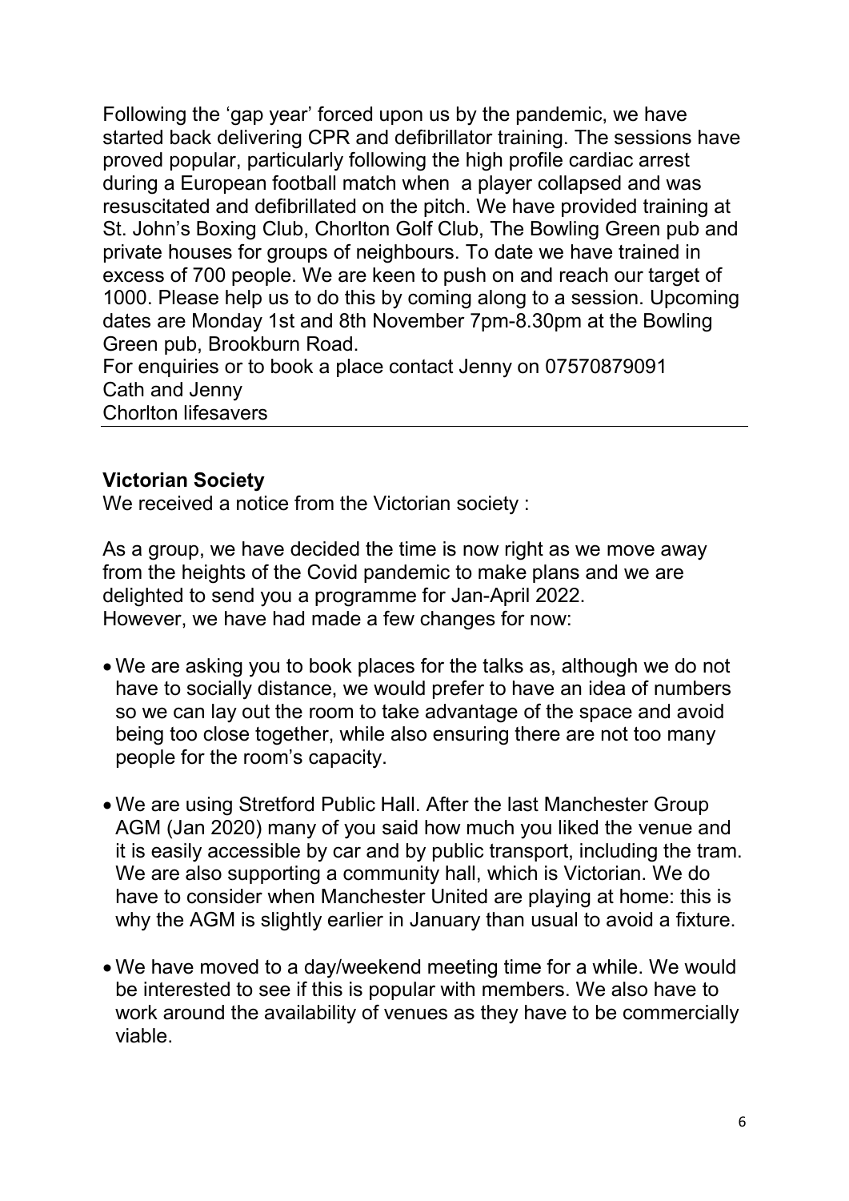Following the 'gap year' forced upon us by the pandemic, we have started back delivering CPR and defibrillator training. The sessions have proved popular, particularly following the high profile cardiac arrest during a European football match when a player collapsed and was resuscitated and defibrillated on the pitch. We have provided training at St. John's Boxing Club, Chorlton Golf Club, The Bowling Green pub and private houses for groups of neighbours. To date we have trained in excess of 700 people. We are keen to push on and reach our target of 1000. Please help us to do this by coming along to a session. Upcoming dates are Monday 1st and 8th November 7pm-8.30pm at the Bowling Green pub, Brookburn Road.
For enquiries or to book a place contact Jenny on 07570879091
Cath and Jenny
Chorlton lifesavers

---

**Victorian Society**

We received a notice from the Victorian society :

As a group, we have decided the time is now right as we move away from the heights of the Covid pandemic to make plans and we are delighted to send you a programme for Jan-April 2022.
However, we have had made a few changes for now:

- We are asking you to book places for the talks as, although we do not have to socially distance, we would prefer to have an idea of numbers so we can lay out the room to take advantage of the space and avoid being too close together, while also ensuring there are not too many people for the room's capacity.
- We are using Stretford Public Hall. After the last Manchester Group AGM (Jan 2020) many of you said how much you liked the venue and it is easily accessible by car and by public transport, including the tram. We are also supporting a community hall, which is Victorian. We do have to consider when Manchester United are playing at home: this is why the AGM is slightly earlier in January than usual to avoid a fixture.
- We have moved to a day/weekend meeting time for a while. We would be interested to see if this is popular with members. We also have to work around the availability of venues as they have to be commercially viable.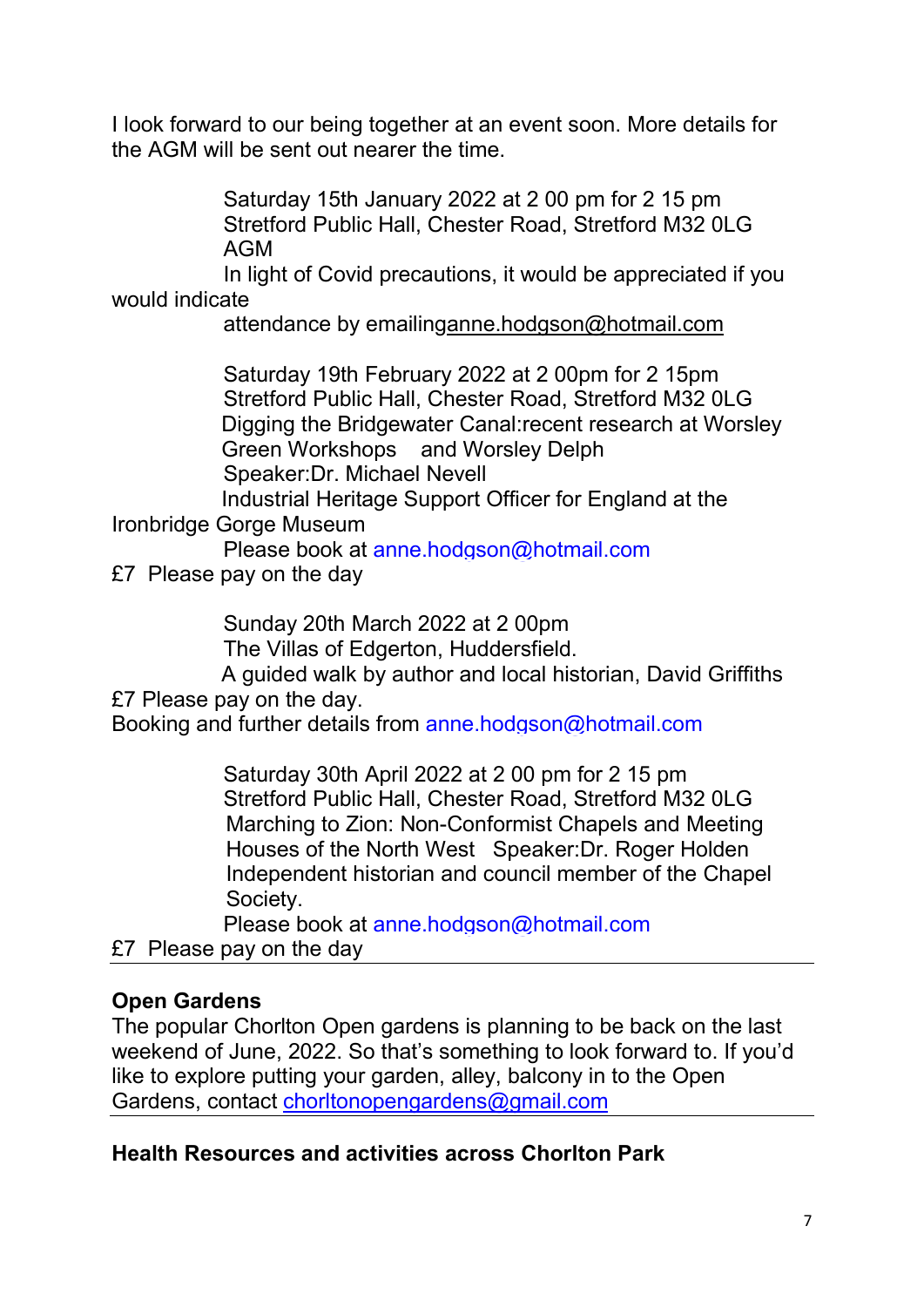I look forward to our being together at an event soon. More details for the AGM will be sent out nearer the time.

Saturday 15th January 2022 at 2 00 pm for 2 15 pm
Stretford Public Hall, Chester Road, Stretford M32 0LG
AGM
In light of Covid precautions, it would be appreciated if you would indicate
attendance by emailinganne.hodgson@hotmail.com

Saturday 19th February 2022 at 2 00pm for 2 15pm
Stretford Public Hall, Chester Road, Stretford M32 0LG
Digging the Bridgewater Canal:recent research at Worsley Green Workshops and Worsley Delph
Speaker:Dr. Michael Nevell
Industrial Heritage Support Officer for England at the Ironbridge Gorge Museum
Please book at anne.hodgson@hotmail.com
£7 Please pay on the day

Sunday 20th March 2022 at 2 00pm
The Villas of Edgerton, Huddersfield.
A guided walk by author and local historian, David Griffiths
£7 Please pay on the day.
Booking and further details from anne.hodgson@hotmail.com

Saturday 30th April 2022 at 2 00 pm for 2 15 pm
Stretford Public Hall, Chester Road, Stretford M32 0LG
Marching to Zion: Non-Conformist Chapels and Meeting Houses of the North West Speaker:Dr. Roger Holden
Independent historian and council member of the Chapel Society.
Please book at anne.hodgson@hotmail.com
£7 Please pay on the day

---

**Open Gardens**
The popular Chorlton Open gardens is planning to be back on the last weekend of June, 2022. So that's something to look forward to. If you'd like to explore putting your garden, alley, balcony in to the Open Gardens, contact chorltonopengardens@gmail.com

---

**Health Resources and activities across Chorlton Park**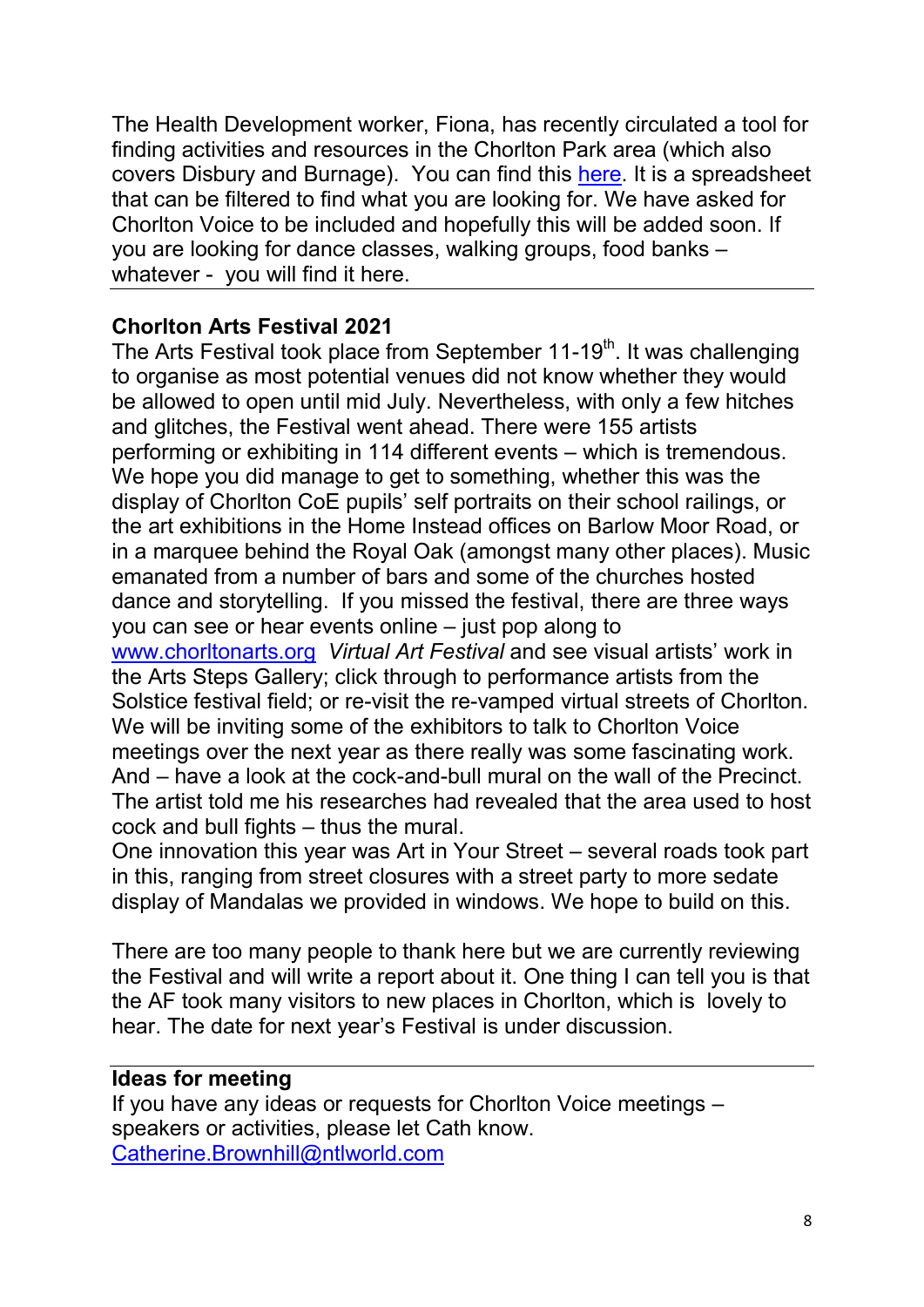The Health Development worker, Fiona, has recently circulated a tool for finding activities and resources in the Chorlton Park area (which also covers Disbury and Burnage). You can find this here. It is a spreadsheet that can be filtered to find what you are looking for. We have asked for Chorlton Voice to be included and hopefully this will be added soon. If you are looking for dance classes, walking groups, food banks – whatever - you will find it here.

---

## Chorlton Arts Festival 2021

The Arts Festival took place from September 11-19th. It was challenging to organise as most potential venues did not know whether they would be allowed to open until mid July. Nevertheless, with only a few hitches and glitches, the Festival went ahead. There were 155 artists performing or exhibiting in 114 different events – which is tremendous. We hope you did manage to get to something, whether this was the display of Chorlton CoE pupils' self portraits on their school railings, or the art exhibitions in the Home Instead offices on Barlow Moor Road, or in a marquee behind the Royal Oak (amongst many other places). Music emanated from a number of bars and some of the churches hosted dance and storytelling. If you missed the festival, there are three ways you can see or hear events online – just pop along to www.chorltonarts.org *Virtual Art Festival* and see visual artists' work in the Arts Steps Gallery; click through to performance artists from the Solstice festival field; or re-visit the re-vamped virtual streets of Chorlton. We will be inviting some of the exhibitors to talk to Chorlton Voice meetings over the next year as there really was some fascinating work. And – have a look at the cock-and-bull mural on the wall of the Precinct. The artist told me his researches had revealed that the area used to host cock and bull fights – thus the mural.
One innovation this year was Art in Your Street – several roads took part in this, ranging from street closures with a street party to more sedate display of Mandalas we provided in windows. We hope to build on this.

There are too many people to thank here but we are currently reviewing the Festival and will write a report about it. One thing I can tell you is that the AF took many visitors to new places in Chorlton, which is lovely to hear. The date for next year's Festival is under discussion.

---

## Ideas for meeting

If you have any ideas or requests for Chorlton Voice meetings – speakers or activities, please let Cath know.
Catherine.Brownhill@ntlworld.com